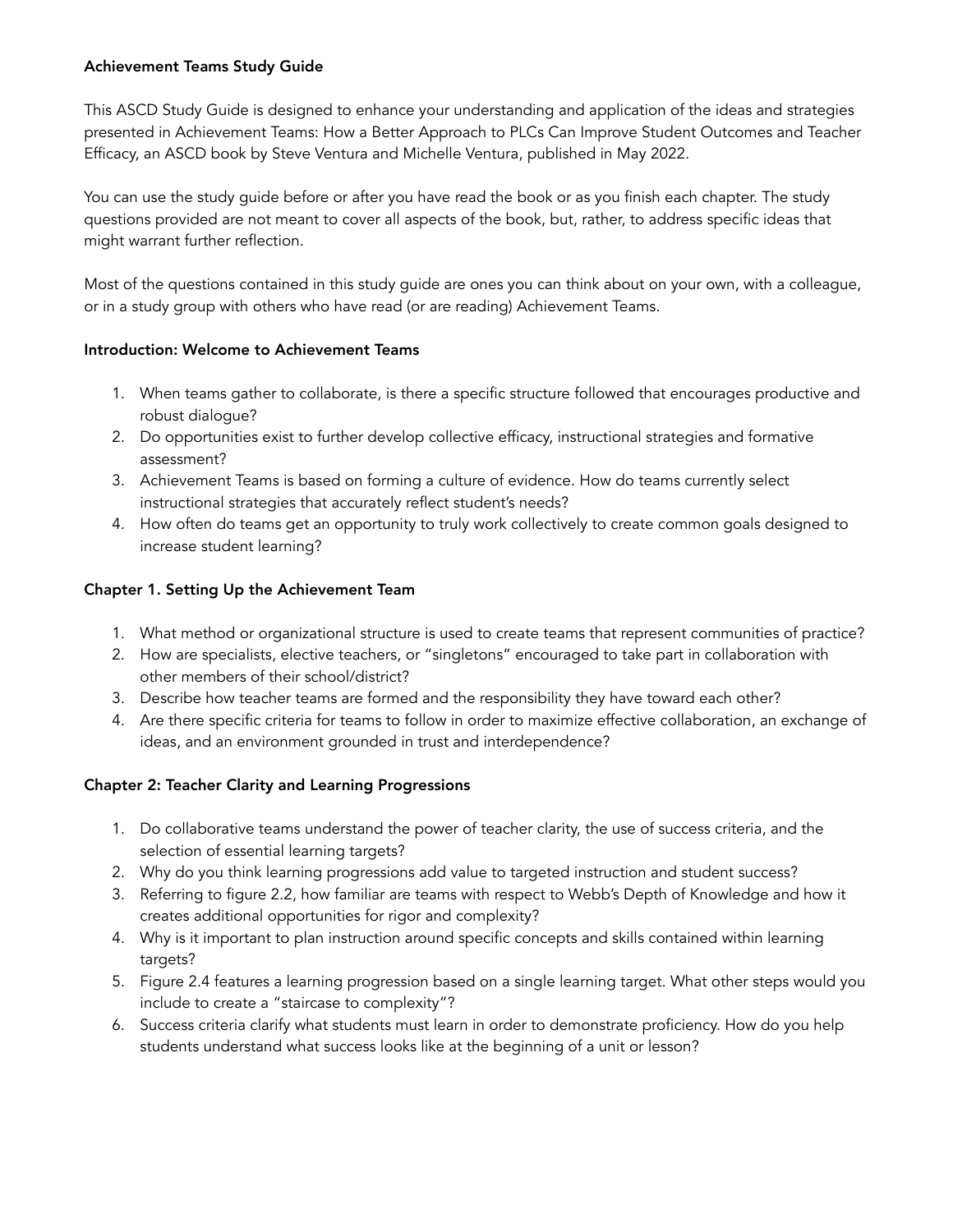# Achievement Teams Study Guide

This ASCD Study Guide is designed to enhance your understanding and application of the ideas and strategies presented in Achievement Teams: How a Better Approach to PLCs Can Improve Student Outcomes and Teacher Efficacy, an ASCD book by Steve Ventura and Michelle Ventura, published in May 2022.

You can use the study guide before or after you have read the book or as you finish each chapter. The study questions provided are not meant to cover all aspects of the book, but, rather, to address specific ideas that might warrant further reflection.

Most of the questions contained in this study guide are ones you can think about on your own, with a colleague, or in a study group with others who have read (or are reading) Achievement Teams.

## Introduction: Welcome to Achievement Teams

1. When teams gather to collaborate, is there a specific structure followed that encourages productive and robust dialogue?
2. Do opportunities exist to further develop collective efficacy, instructional strategies and formative assessment?
3. Achievement Teams is based on forming a culture of evidence. How do teams currently select instructional strategies that accurately reflect student's needs?
4. How often do teams get an opportunity to truly work collectively to create common goals designed to increase student learning?

## Chapter 1. Setting Up the Achievement Team

1. What method or organizational structure is used to create teams that represent communities of practice?
2. How are specialists, elective teachers, or "singletons" encouraged to take part in collaboration with other members of their school/district?
3. Describe how teacher teams are formed and the responsibility they have toward each other?
4. Are there specific criteria for teams to follow in order to maximize effective collaboration, an exchange of ideas, and an environment grounded in trust and interdependence?

## Chapter 2: Teacher Clarity and Learning Progressions

1. Do collaborative teams understand the power of teacher clarity, the use of success criteria, and the selection of essential learning targets?
2. Why do you think learning progressions add value to targeted instruction and student success?
3. Referring to figure 2.2, how familiar are teams with respect to Webb's Depth of Knowledge and how it creates additional opportunities for rigor and complexity?
4. Why is it important to plan instruction around specific concepts and skills contained within learning targets?
5. Figure 2.4 features a learning progression based on a single learning target. What other steps would you include to create a "staircase to complexity"?
6. Success criteria clarify what students must learn in order to demonstrate proficiency. How do you help students understand what success looks like at the beginning of a unit or lesson?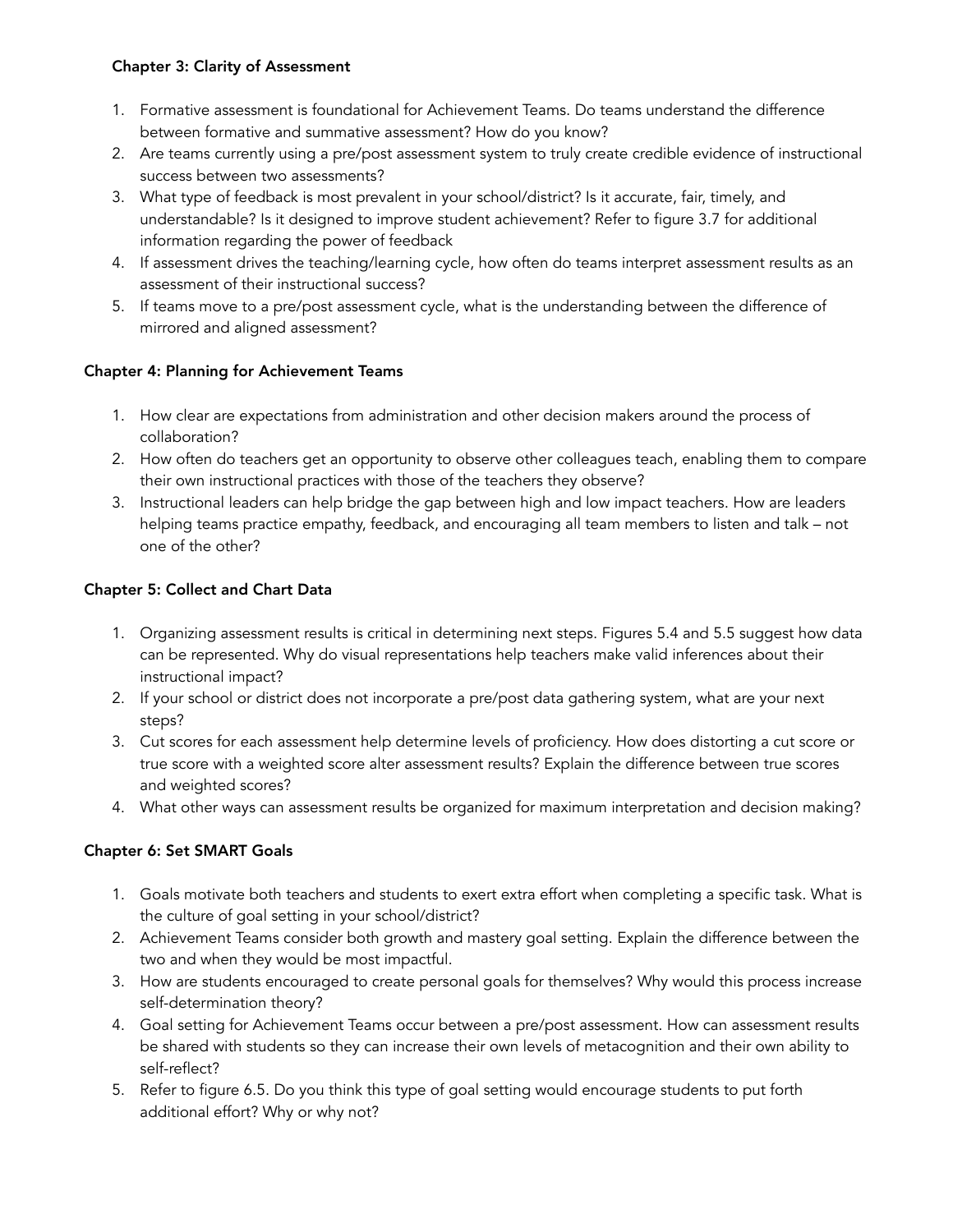**Chapter 3: Clarity of Assessment**

1. Formative assessment is foundational for Achievement Teams. Do teams understand the difference between formative and summative assessment? How do you know?
2. Are teams currently using a pre/post assessment system to truly create credible evidence of instructional success between two assessments?
3. What type of feedback is most prevalent in your school/district? Is it accurate, fair, timely, and understandable? Is it designed to improve student achievement? Refer to figure 3.7 for additional information regarding the power of feedback
4. If assessment drives the teaching/learning cycle, how often do teams interpret assessment results as an assessment of their instructional success?
5. If teams move to a pre/post assessment cycle, what is the understanding between the difference of mirrored and aligned assessment?

**Chapter 4: Planning for Achievement Teams**

1. How clear are expectations from administration and other decision makers around the process of collaboration?
2. How often do teachers get an opportunity to observe other colleagues teach, enabling them to compare their own instructional practices with those of the teachers they observe?
3. Instructional leaders can help bridge the gap between high and low impact teachers. How are leaders helping teams practice empathy, feedback, and encouraging all team members to listen and talk – not one of the other?

**Chapter 5: Collect and Chart Data**

1. Organizing assessment results is critical in determining next steps. Figures 5.4 and 5.5 suggest how data can be represented. Why do visual representations help teachers make valid inferences about their instructional impact?
2. If your school or district does not incorporate a pre/post data gathering system, what are your next steps?
3. Cut scores for each assessment help determine levels of proficiency. How does distorting a cut score or true score with a weighted score alter assessment results? Explain the difference between true scores and weighted scores?
4. What other ways can assessment results be organized for maximum interpretation and decision making?

**Chapter 6: Set SMART Goals**

1. Goals motivate both teachers and students to exert extra effort when completing a specific task. What is the culture of goal setting in your school/district?
2. Achievement Teams consider both growth and mastery goal setting. Explain the difference between the two and when they would be most impactful.
3. How are students encouraged to create personal goals for themselves? Why would this process increase self-determination theory?
4. Goal setting for Achievement Teams occur between a pre/post assessment. How can assessment results be shared with students so they can increase their own levels of metacognition and their own ability to self-reflect?
5. Refer to figure 6.5. Do you think this type of goal setting would encourage students to put forth additional effort? Why or why not?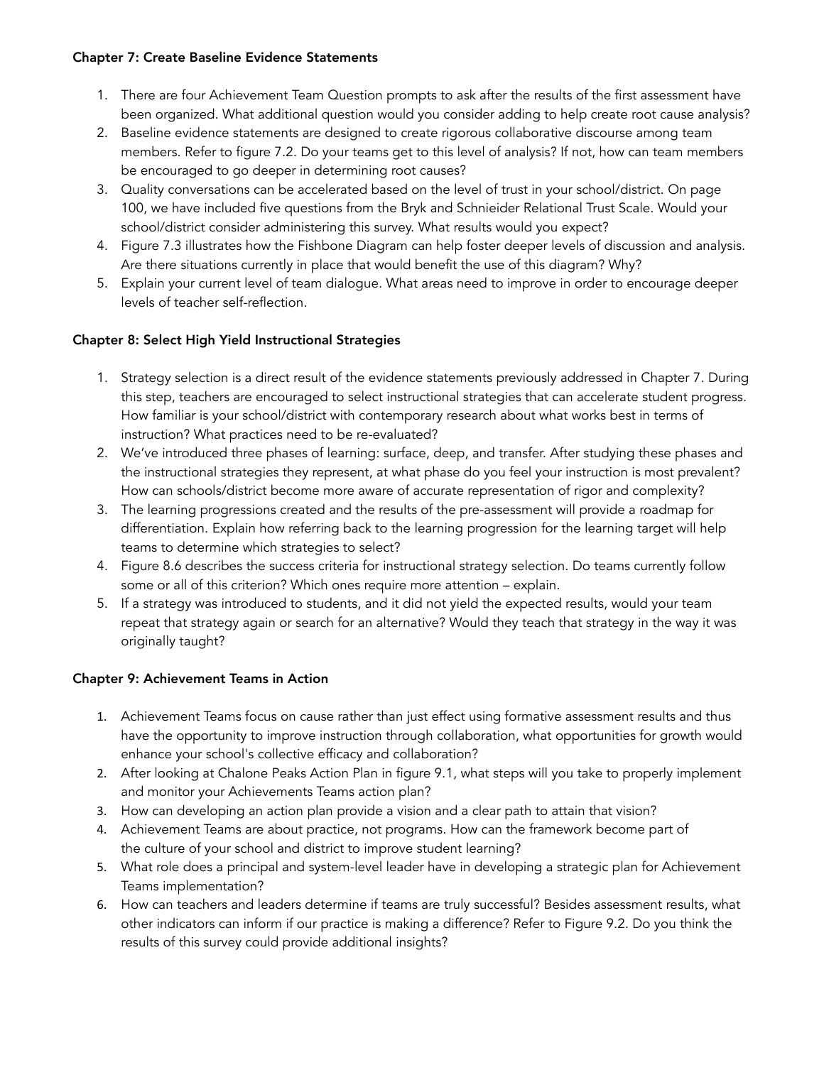**Chapter 7: Create Baseline Evidence Statements**

1. There are four Achievement Team Question prompts to ask after the results of the first assessment have been organized. What additional question would you consider adding to help create root cause analysis?
2. Baseline evidence statements are designed to create rigorous collaborative discourse among team members. Refer to figure 7.2. Do your teams get to this level of analysis? If not, how can team members be encouraged to go deeper in determining root causes?
3. Quality conversations can be accelerated based on the level of trust in your school/district. On page 100, we have included five questions from the Bryk and Schnieider Relational Trust Scale. Would your school/district consider administering this survey. What results would you expect?
4. Figure 7.3 illustrates how the Fishbone Diagram can help foster deeper levels of discussion and analysis. Are there situations currently in place that would benefit the use of this diagram? Why?
5. Explain your current level of team dialogue. What areas need to improve in order to encourage deeper levels of teacher self-reflection.

**Chapter 8: Select High Yield Instructional Strategies**

1. Strategy selection is a direct result of the evidence statements previously addressed in Chapter 7. During this step, teachers are encouraged to select instructional strategies that can accelerate student progress. How familiar is your school/district with contemporary research about what works best in terms of instruction? What practices need to be re-evaluated?
2. We've introduced three phases of learning: surface, deep, and transfer. After studying these phases and the instructional strategies they represent, at what phase do you feel your instruction is most prevalent? How can schools/district become more aware of accurate representation of rigor and complexity?
3. The learning progressions created and the results of the pre-assessment will provide a roadmap for differentiation. Explain how referring back to the learning progression for the learning target will help teams to determine which strategies to select?
4. Figure 8.6 describes the success criteria for instructional strategy selection. Do teams currently follow some or all of this criterion? Which ones require more attention – explain.
5. If a strategy was introduced to students, and it did not yield the expected results, would your team repeat that strategy again or search for an alternative? Would they teach that strategy in the way it was originally taught?

**Chapter 9: Achievement Teams in Action**

1. Achievement Teams focus on cause rather than just effect using formative assessment results and thus have the opportunity to improve instruction through collaboration, what opportunities for growth would enhance your school's collective efficacy and collaboration?
2. After looking at Chalone Peaks Action Plan in figure 9.1, what steps will you take to properly implement and monitor your Achievements Teams action plan?
3. How can developing an action plan provide a vision and a clear path to attain that vision?
4. Achievement Teams are about practice, not programs. How can the framework become part of the culture of your school and district to improve student learning?
5. What role does a principal and system-level leader have in developing a strategic plan for Achievement Teams implementation?
6. How can teachers and leaders determine if teams are truly successful? Besides assessment results, what other indicators can inform if our practice is making a difference? Refer to Figure 9.2. Do you think the results of this survey could provide additional insights?